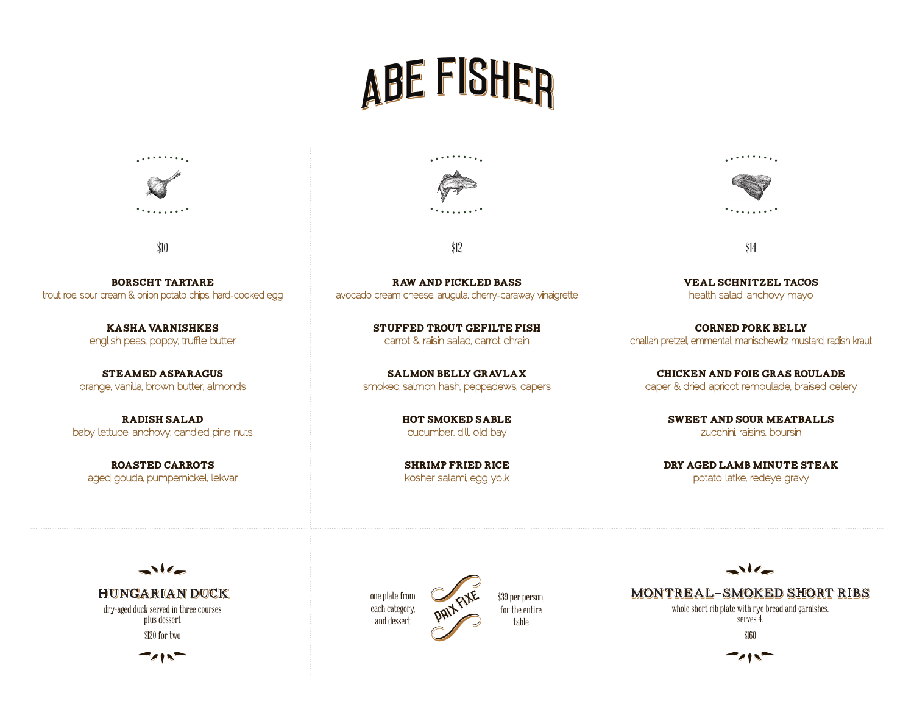# ABE FISHER

## $10

**BORSCHT TARTARE**
trout roe, sour cream & onion potato chips, hard-cooked egg

**KASHA VARNISHKES**
english peas, poppy, truffle butter

**STEAMED ASPARAGUS**
orange, vanilla, brown butter, almonds

**RADISH SALAD**
baby lettuce, anchovy, candied pine nuts

**ROASTED CARROTS**
aged gouda, pumpernickel, lekvar

## $12

**RAW AND PICKLED BASS**
avocado cream cheese, arugula, cherry-caraway vinaigrette

**STUFFED TROUT GEFILTE FISH**
carrot & raisin salad, carrot chrain

**SALMON BELLY GRAVLAX**
smoked salmon hash, peppadews, capers

**HOT SMOKED SABLE**
cucumber, dill, old bay

**SHRIMP FRIED RICE**
kosher salami, egg yolk

## $14

**VEAL SCHNITZEL TACOS**
health salad, anchovy mayo

**CORNED PORK BELLY**
challah pretzel, emmental, manischewitz mustard, radish kraut

**CHICKEN AND FOIE GRAS ROULADE**
caper & dried apricot remoulade, braised celery

**SWEET AND SOUR MEATBALLS**
zucchini, raisins, boursin

**DRY AGED LAMB MINUTE STEAK**
potato latke, redeye gravy

---

## HUNGARIAN DUCK

dry-aged duck served in three courses plus dessert

$120 for two

## PRIX FIXE

one plate from each category, and dessert

$39 per person, for the entire table

## MONTREAL-SMOKED SHORT RIBS

whole short rib plate with rye bread and garnishes. serves 4.

$160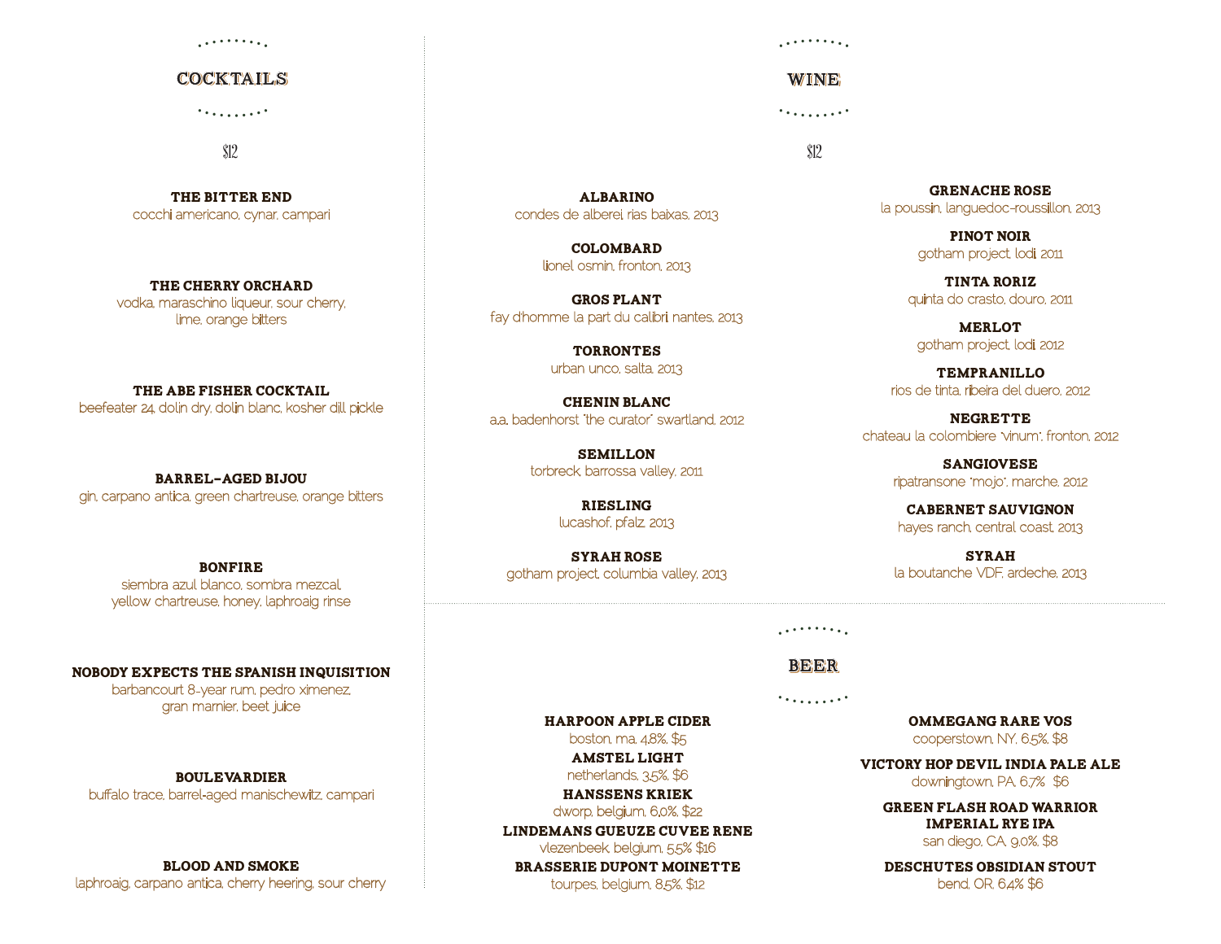## COCKTAILS

$12

**THE BITTER END**
cocchi americano, cynar, campari

**THE CHERRY ORCHARD**
vodka, maraschino liqueur, sour cherry, lime, orange bitters

**THE ABE FISHER COCKTAIL**
beefeater 24, dolin dry, dolin blanc, kosher dill pickle

**BARREL-AGED BIJOU**
gin, carpano antica, green chartreuse, orange bitters

**BONFIRE**
siembra azul blanco, sombra mezcal, yellow chartreuse, honey, laphroaig rinse

**NOBODY EXPECTS THE SPANISH INQUISITION**
barbancourt 8-year rum, pedro ximenez, gran marnier, beet juice

**BOULEVARDIER**
buffalo trace, barrel-aged manischewitz, campari

**BLOOD AND SMOKE**
laphroaig, carpano antica, cherry heering, sour cherry

## WINE

$12

**ALBARINO**
condes de alberei, rias baixas, 2013

**COLOMBARD**
lionel osmin, fronton, 2013

**GROS PLANT**
fay d'homme la part du calibri, nantes, 2013

**TORRONTES**
urban unco, salta, 2013

**CHENIN BLANC**
a.a. badenhorst "the curator" swartland, 2012

**SEMILLON**
torbreck, barrossa valley, 2011

**RIESLING**
lucashof, pfalz, 2013

**SYRAH ROSE**
gotham project, columbia valley, 2013

**GRENACHE ROSE**
la poussin, languedoc-roussillon, 2013

**PINOT NOIR**
gotham project, lodi, 2011

**TINTA RORIZ**
quinta do crasto, douro, 2011

**MERLOT**
gotham project, lodi, 2012

**TEMPRANILLO**
rios de tinta, ribeira del duero, 2012

**NEGRETTE**
chateau la colombiere "vinum", fronton, 2012

**SANGIOVESE**
ripatransone "mojo", marche, 2012

**CABERNET SAUVIGNON**
hayes ranch, central coast, 2013

**SYRAH**
la boutanche VDF, ardeche, 2013

## BEER

**HARPOON APPLE CIDER**
boston, ma, 4.8%, $5

**AMSTEL LIGHT**
netherlands, 3.5%, $6

**HANSSENS KRIEK**
dworp, belgium, 6.0%, $22

**LINDEMANS GUEUZE CUVEE RENE**
vlezenbeek, belgium, 5.5% $16

**BRASSERIE DUPONT MOINETTE**
tourpes, belgium, 8.5%, $12

**OMMEGANG RARE VOS**
cooperstown, NY, 6.5%, $8

**VICTORY HOP DEVIL INDIA PALE ALE**
downingtown, PA, 6.7% $6

**GREEN FLASH ROAD WARRIOR IMPERIAL RYE IPA**
san diego, CA, 9.0%, $8

**DESCHUTES OBSIDIAN STOUT**
bend, OR, 6.4% $6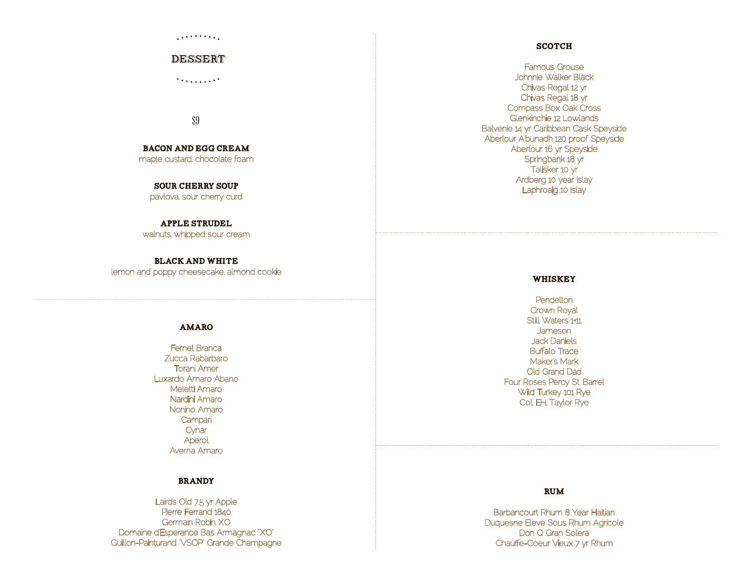# DESSERT

$9

**BACON AND EGG CREAM**
maple custard, chocolate foam

**SOUR CHERRY SOUP**
pavlova, sour cherry curd

**APPLE STRUDEL**
walnuts, whipped sour cream

**BLACK AND WHITE**
lemon and poppy cheesecake, almond cookie

## AMARO

Fernet Branca
Zucca Rabarbaro
Torani Amer
Luxardo Amaro Abano
Meletti Amaro
Nardini Amaro
Nonino Amaro
Campari
Cynar
Aperol
Averna Amaro

## BRANDY

Lairds Old 7.5 yr Apple
Pierre Ferrand 1840
Germain Robin XO
Domaine d'Esperance Bas Armagnac "XO"
Guillon-Painturand "VSOP" Grande Champagne

## SCOTCH

Famous Grouse
Johnnie Walker Black
Chivas Regal 12 yr
Chivas Regal 18 yr
Compass Box Oak Cross
Glenkinchie 12 Lowlands
Balvenie 14 yr Caribbean Cask Speyside
Aberlour A'bunadh 120 proof Speyside
Aberlour 16 yr Speyside
Springbank 18 yr
Talisker 10 yr
Ardberg 10 year Islay
Laphroaig 10 Islay

## WHISKEY

Pendelton
Crown Royal
Still Waters 1+11
Jameson
Jack Daniels
Buffalo Trace
Maker's Mark
Old Grand Dad
Four Roses Percy St. Barrel
Wild Turkey 101 Rye
Col. EH. Taylor Rye

## RUM

Barbancourt Rhum 8 Year Haitian
Duquesne Eleve Sous Rhum Agricole
Don Q Gran Solera
Chauffe-Coeur Vieux 7 yr Rhum